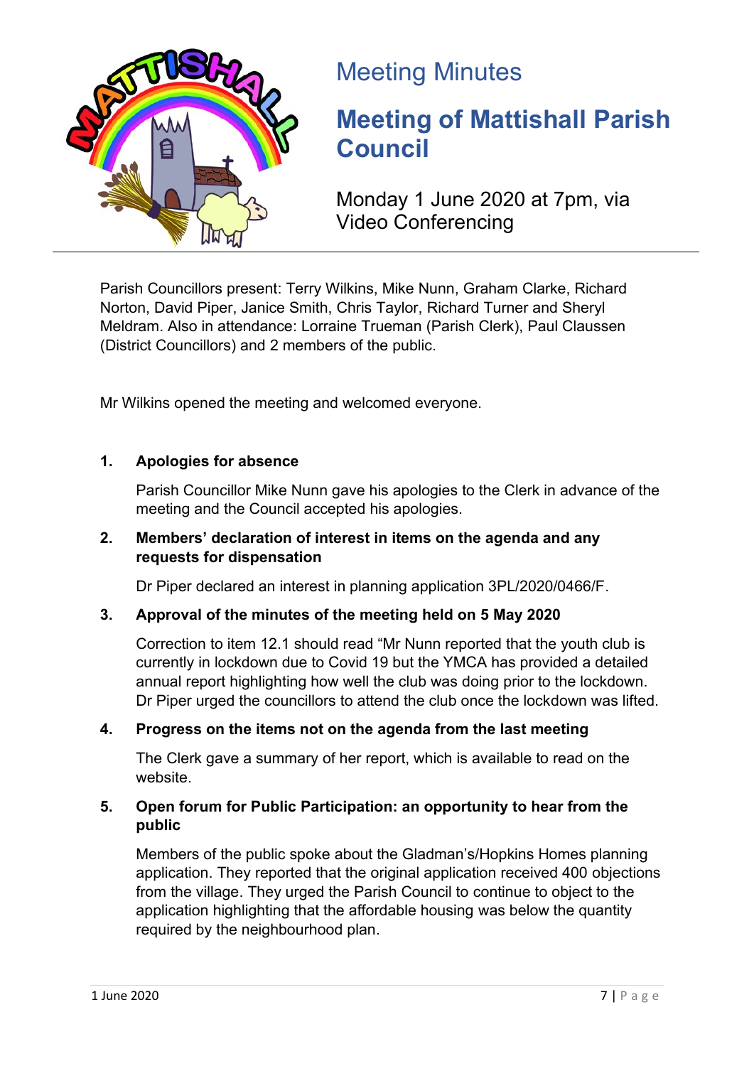Meeting Minutes

# Meeting of Mattishall Parish Council

Monday 1 June 2020 at 7pm, via Video Conferencing

Parish Councillors present: Terry Wilkins, Mike Nunn, Graham Clarke, Richard Norton, David Piper, Janice Smith, Chris Taylor, Richard Turner and Sheryl Meldram. Also in attendance: Lorraine Trueman (Parish Clerk), Paul Claussen (District Councillors) and 2 members of the public.

Mr Wilkins opened the meeting and welcomed everyone.

**1. Apologies for absence**

Parish Councillor Mike Nunn gave his apologies to the Clerk in advance of the meeting and the Council accepted his apologies.

**2. Members' declaration of interest in items on the agenda and any requests for dispensation**

Dr Piper declared an interest in planning application 3PL/2020/0466/F.

**3. Approval of the minutes of the meeting held on 5 May 2020**

Correction to item 12.1 should read "Mr Nunn reported that the youth club is currently in lockdown due to Covid 19 but the YMCA has provided a detailed annual report highlighting how well the club was doing prior to the lockdown. Dr Piper urged the councillors to attend the club once the lockdown was lifted.

**4. Progress on the items not on the agenda from the last meeting**

The Clerk gave a summary of her report, which is available to read on the website.

**5. Open forum for Public Participation: an opportunity to hear from the public**

Members of the public spoke about the Gladman's/Hopkins Homes planning application. They reported that the original application received 400 objections from the village. They urged the Parish Council to continue to object to the application highlighting that the affordable housing was below the quantity required by the neighbourhood plan.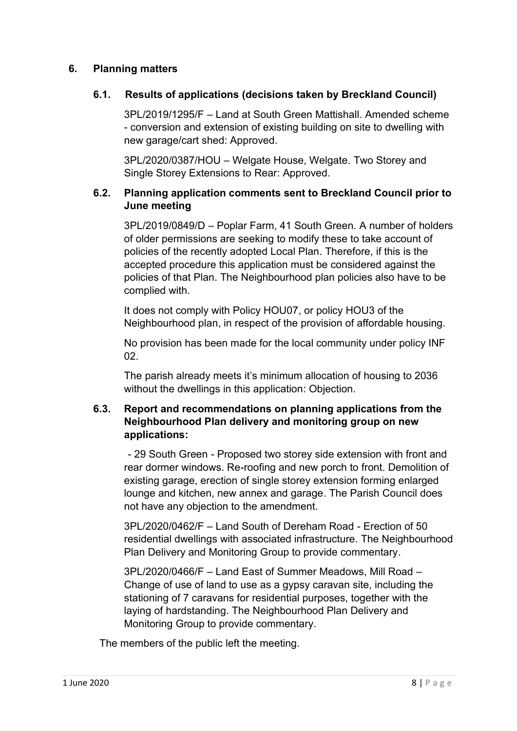## 6. Planning matters

### 6.1. Results of applications (decisions taken by Breckland Council)

3PL/2019/1295/F – Land at South Green Mattishall. Amended scheme - conversion and extension of existing building on site to dwelling with new garage/cart shed: Approved.

3PL/2020/0387/HOU – Welgate House, Welgate. Two Storey and Single Storey Extensions to Rear: Approved.

### 6.2. Planning application comments sent to Breckland Council prior to June meeting

3PL/2019/0849/D – Poplar Farm, 41 South Green. A number of holders of older permissions are seeking to modify these to take account of policies of the recently adopted Local Plan. Therefore, if this is the accepted procedure this application must be considered against the policies of that Plan. The Neighbourhood plan policies also have to be complied with.

It does not comply with Policy HOU07, or policy HOU3 of the Neighbourhood plan, in respect of the provision of affordable housing.

No provision has been made for the local community under policy INF 02.

The parish already meets it's minimum allocation of housing to 2036 without the dwellings in this application: Objection.

### 6.3. Report and recommendations on planning applications from the Neighbourhood Plan delivery and monitoring group on new applications:

- 29 South Green - Proposed two storey side extension with front and rear dormer windows. Re-roofing and new porch to front. Demolition of existing garage, erection of single storey extension forming enlarged lounge and kitchen, new annex and garage. The Parish Council does not have any objection to the amendment.

3PL/2020/0462/F – Land South of Dereham Road - Erection of 50 residential dwellings with associated infrastructure. The Neighbourhood Plan Delivery and Monitoring Group to provide commentary.

3PL/2020/0466/F – Land East of Summer Meadows, Mill Road – Change of use of land to use as a gypsy caravan site, including the stationing of 7 caravans for residential purposes, together with the laying of hardstanding. The Neighbourhood Plan Delivery and Monitoring Group to provide commentary.

The members of the public left the meeting.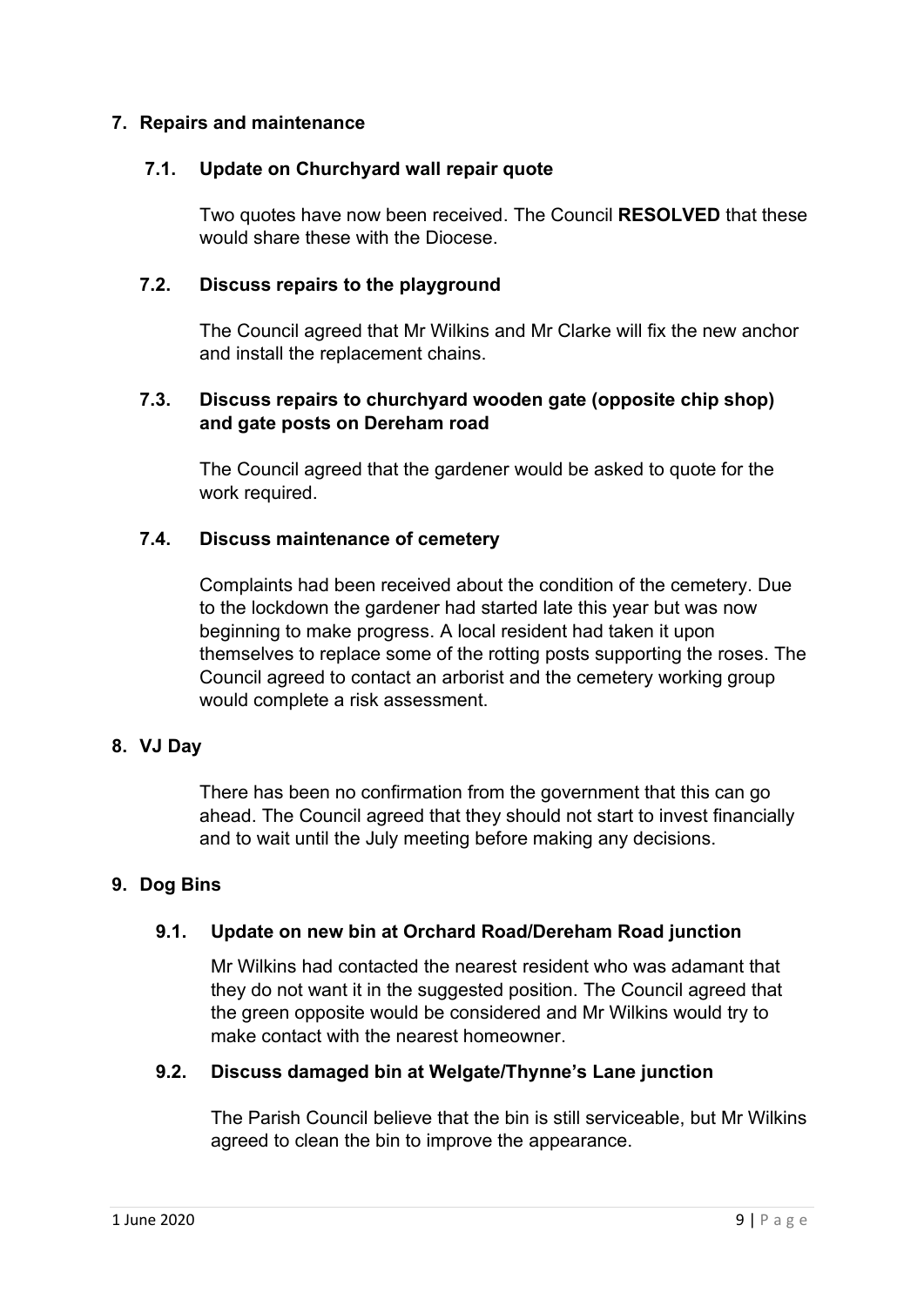## 7. Repairs and maintenance

### 7.1. Update on Churchyard wall repair quote

Two quotes have now been received. The Council **RESOLVED** that these would share these with the Diocese.

### 7.2. Discuss repairs to the playground

The Council agreed that Mr Wilkins and Mr Clarke will fix the new anchor and install the replacement chains.

### 7.3. Discuss repairs to churchyard wooden gate (opposite chip shop) and gate posts on Dereham road

The Council agreed that the gardener would be asked to quote for the work required.

### 7.4. Discuss maintenance of cemetery

Complaints had been received about the condition of the cemetery. Due to the lockdown the gardener had started late this year but was now beginning to make progress. A local resident had taken it upon themselves to replace some of the rotting posts supporting the roses. The Council agreed to contact an arborist and the cemetery working group would complete a risk assessment.

## 8. VJ Day

There has been no confirmation from the government that this can go ahead. The Council agreed that they should not start to invest financially and to wait until the July meeting before making any decisions.

## 9. Dog Bins

### 9.1. Update on new bin at Orchard Road/Dereham Road junction

Mr Wilkins had contacted the nearest resident who was adamant that they do not want it in the suggested position. The Council agreed that the green opposite would be considered and Mr Wilkins would try to make contact with the nearest homeowner.

### 9.2. Discuss damaged bin at Welgate/Thynne's Lane junction

The Parish Council believe that the bin is still serviceable, but Mr Wilkins agreed to clean the bin to improve the appearance.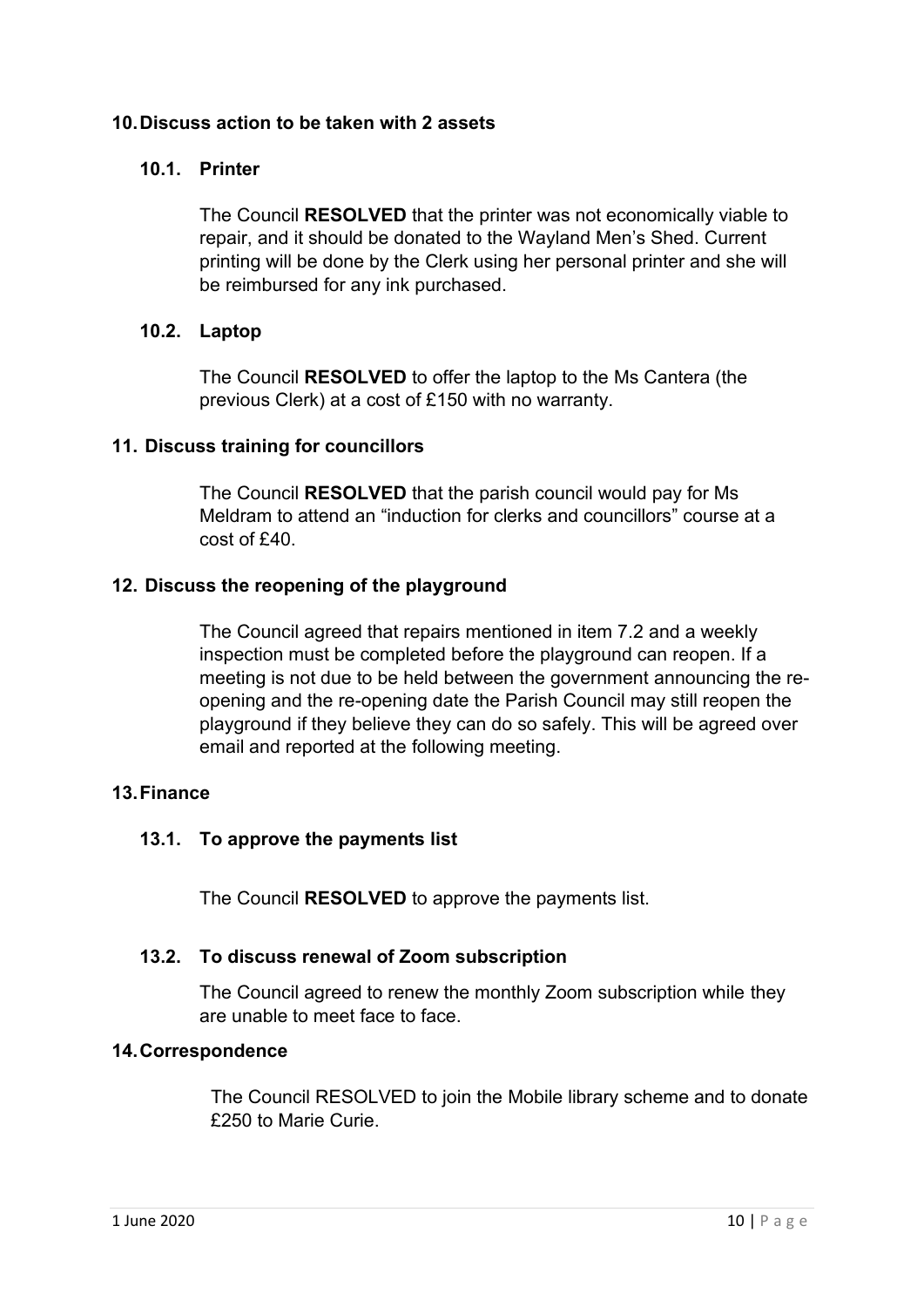## 10. Discuss action to be taken with 2 assets

### 10.1. Printer

The Council **RESOLVED** that the printer was not economically viable to repair, and it should be donated to the Wayland Men's Shed. Current printing will be done by the Clerk using her personal printer and she will be reimbursed for any ink purchased.

### 10.2. Laptop

The Council **RESOLVED** to offer the laptop to the Ms Cantera (the previous Clerk) at a cost of £150 with no warranty.

## 11. Discuss training for councillors

The Council **RESOLVED** that the parish council would pay for Ms Meldram to attend an "induction for clerks and councillors" course at a cost of £40.

## 12. Discuss the reopening of the playground

The Council agreed that repairs mentioned in item 7.2 and a weekly inspection must be completed before the playground can reopen. If a meeting is not due to be held between the government announcing the re-opening and the re-opening date the Parish Council may still reopen the playground if they believe they can do so safely. This will be agreed over email and reported at the following meeting.

## 13. Finance

### 13.1. To approve the payments list

The Council **RESOLVED** to approve the payments list.

### 13.2. To discuss renewal of Zoom subscription

The Council agreed to renew the monthly Zoom subscription while they are unable to meet face to face.

## 14. Correspondence

The Council RESOLVED to join the Mobile library scheme and to donate £250 to Marie Curie.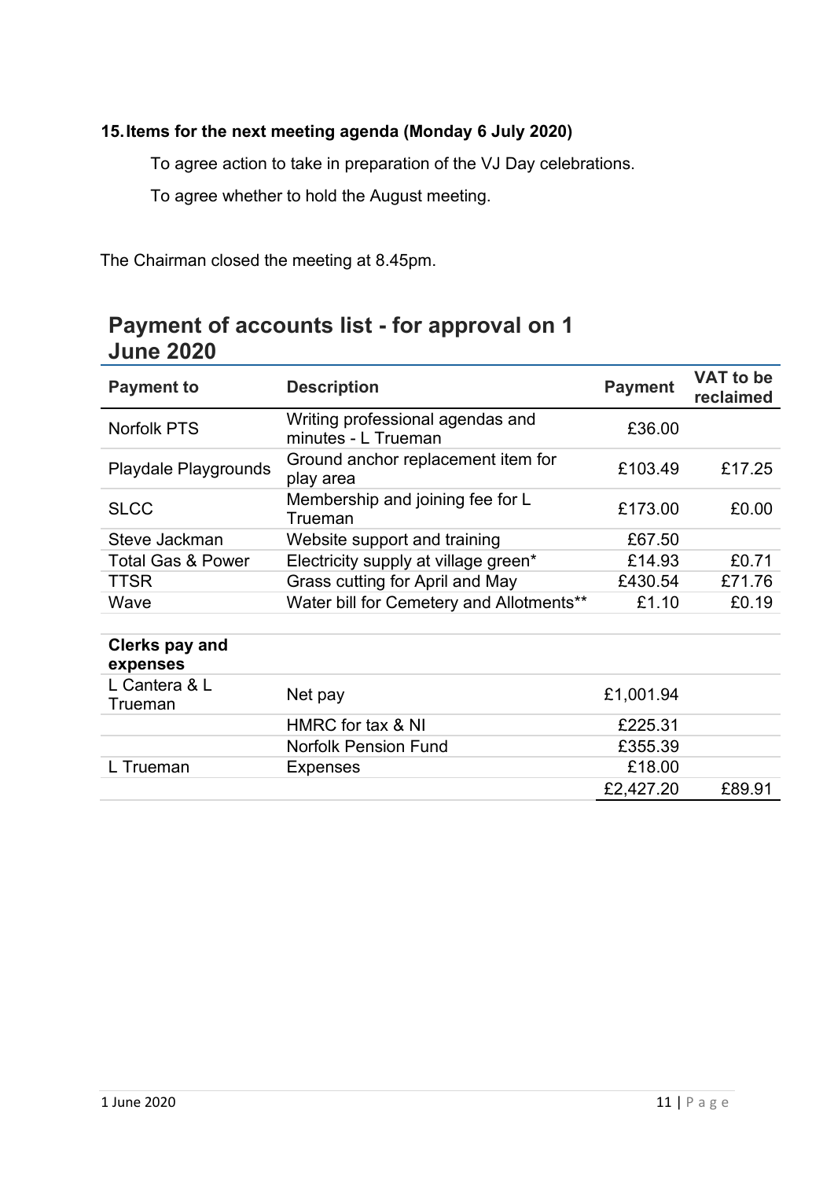**15. Items for the next meeting agenda (Monday 6 July 2020)**

To agree action to take in preparation of the VJ Day celebrations.

To agree whether to hold the August meeting.

The Chairman closed the meeting at 8.45pm.

## Payment of accounts list - for approval on 1 June 2020

| Payment to | Description | Payment | VAT to be reclaimed |
|---|---|---|---|
| Norfolk PTS | Writing professional agendas and minutes - L Trueman | £36.00 | |
| Playdale Playgrounds | Ground anchor replacement item for play area | £103.49 | £17.25 |
| SLCC | Membership and joining fee for L Trueman | £173.00 | £0.00 |
| Steve Jackman | Website support and training | £67.50 | |
| Total Gas & Power | Electricity supply at village green* | £14.93 | £0.71 |
| TTSR | Grass cutting for April and May | £430.54 | £71.76 |
| Wave | Water bill for Cemetery and Allotments** | £1.10 | £0.19 |
| | | | |
| **Clerks pay and expenses** | | | |
| L Cantera & L Trueman | Net pay | £1,001.94 | |
| | HMRC for tax & NI | £225.31 | |
| | Norfolk Pension Fund | £355.39 | |
| L Trueman | Expenses | £18.00 | |
| | | £2,427.20 | £89.91 |